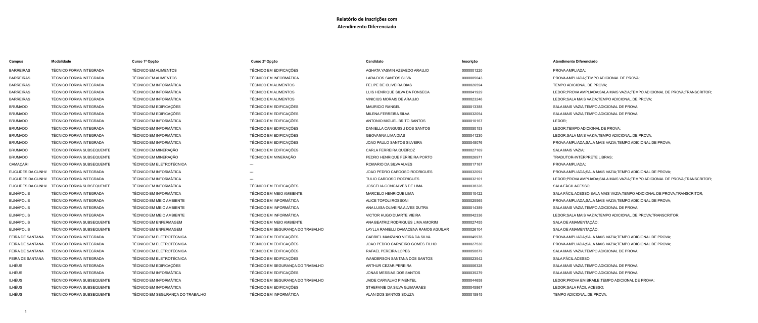# Relatório de Inscrições com Atendimento Diferenciado

| Campus | Modalidade | Curso 1ª Opção | Curso 2ª Opção | Candidato | Inscrição | Atendimento Diferenciado |
|---|---|---|---|---|---|---|
| BARREIRAS | TÉCNICO FORMA INTEGRADA | TÉCNICO EM ALIMENTOS | TÉCNICO EM EDIFICAÇÕES | AGHATA YASMIN AZEVEDO ARAUJO | 0000001220 | PROVA AMPLIADA; |
| BARREIRAS | TÉCNICO FORMA INTEGRADA | TÉCNICO EM ALIMENTOS | TÉCNICO EM INFORMÁTICA | LARA DOS SANTOS SILVA | 0000005043 | PROVA AMPLIADA;TEMPO ADICIONAL DE PROVA; |
| BARREIRAS | TÉCNICO FORMA INTEGRADA | TÉCNICO EM INFORMÁTICA | TÉCNICO EM ALIMENTOS | FELIPE DE OLIVEIRA DIAS | 0000026594 | TEMPO ADICIONAL DE PROVA; |
| BARREIRAS | TÉCNICO FORMA INTEGRADA | TÉCNICO EM INFORMÁTICA | TÉCNICO EM ALIMENTOS | LUIS HENRIQUE SILVA DA FONSECA | 0000041929 | LEDOR;PROVA AMPLIADA;SALA MAIS VAZIA;TEMPO ADICIONAL DE PROVA;TRANSCRITOR; |
| BARREIRAS | TÉCNICO FORMA INTEGRADA | TÉCNICO EM INFORMÁTICA | TÉCNICO EM ALIMENTOS | VINICIUS MORAIS DE ARAUJO | 0000023246 | LEDOR;SALA MAIS VAZIA;TEMPO ADICIONAL DE PROVA; |
| BRUMADO | TÉCNICO FORMA INTEGRADA | TÉCNICO EM EDIFICAÇÕES | TÉCNICO EM EDIFICAÇÕES | MAURICIO RANGEL | 0000013388 | SALA MAIS VAZIA;TEMPO ADICIONAL DE PROVA; |
| BRUMADO | TÉCNICO FORMA INTEGRADA | TÉCNICO EM EDIFICAÇÕES | TÉCNICO EM EDIFICAÇÕES | MILENA FERREIRA SILVA | 0000032054 | SALA MAIS VAZIA;TEMPO ADICIONAL DE PROVA; |
| BRUMADO | TÉCNICO FORMA INTEGRADA | TÉCNICO EM INFORMÁTICA | TÉCNICO EM EDIFICAÇÕES | ANTONIO MIGUEL BRITO SANTOS | 0000010167 | LEDOR; |
| BRUMADO | TÉCNICO FORMA INTEGRADA | TÉCNICO EM INFORMÁTICA | TÉCNICO EM EDIFICAÇÕES | DANIELLA CANGUSSU DOS SANTOS | 0000050153 | LEDOR;TEMPO ADICIONAL DE PROVA; |
| BRUMADO | TÉCNICO FORMA INTEGRADA | TÉCNICO EM INFORMÁTICA | TÉCNICO EM EDIFICAÇÕES | GEOVANNA LIMA DIAS | 0000041230 | LEDOR;SALA MAIS VAZIA;TEMPO ADICIONAL DE PROVA; |
| BRUMADO | TÉCNICO FORMA INTEGRADA | TÉCNICO EM INFORMÁTICA | TÉCNICO EM EDIFICAÇÕES | JOAO PAULO SANTOS SILVEIRA | 0000048076 | PROVA AMPLIADA;SALA MAIS VAZIA;TEMPO ADICIONAL DE PROVA; |
| BRUMADO | TÉCNICO FORMA SUBSEQUENTE | TÉCNICO EM MINERAÇÃO | TÉCNICO EM EDIFICAÇÕES | CARLA FERREIRA QUEIROZ | 0000027169 | SALA MAIS VAZIA; |
| BRUMADO | TÉCNICO FORMA SUBSEQUENTE | TÉCNICO EM MINERAÇÃO | TÉCNICO EM MINERAÇÃO | PEDRO HENRIQUE FERREIRA PORTO | 0000026971 | TRADUTOR-INTÉRPRETE LIBRAS; |
| CAMAÇARI | TÉCNICO FORMA SUBSEQUENTE | TÉCNICO EM ELETROTÉCNICA | --- | ROMARIO DA SILVA ALVES | 0000017167 | PROVA AMPLIADA; |
| EUCLIDES DA CUNHA | TÉCNICO FORMA INTEGRADA | TÉCNICO EM INFORMÁTICA | --- | JOAO PEDRO CARDOSO RODRIGUES | 0000032092 | PROVA AMPLIADA;SALA MAIS VAZIA;TEMPO ADICIONAL DE PROVA; |
| EUCLIDES DA CUNHA | TÉCNICO FORMA INTEGRADA | TÉCNICO EM INFORMÁTICA | --- | TULIO CARDOSO RODRIGUES | 0000032101 | LEDOR;PROVA AMPLIADA;SALA MAIS VAZIA;TEMPO ADICIONAL DE PROVA;TRANSCRITOR; |
| EUCLIDES DA CUNHA | TÉCNICO FORMA SUBSEQUENTE | TÉCNICO EM INFORMÁTICA | TÉCNICO EM EDIFICAÇÕES | JOSCELIA GONCALVES DE LIMA | 0000038326 | SALA FÁCIL ACESSO; |
| EUNÁPOLIS | TÉCNICO FORMA INTEGRADA | TÉCNICO EM INFORMÁTICA | TÉCNICO EM MEIO AMBIENTE | MARCELO HENRIQUE LIMA | 0000010422 | SALA FÁCIL ACESSO;SALA MAIS VAZIA;TEMPO ADICIONAL DE PROVA;TRANSCRITOR; |
| EUNÁPOLIS | TÉCNICO FORMA INTEGRADA | TÉCNICO EM MEIO AMBIENTE | TÉCNICO EM INFORMÁTICA | ALICE TOFOLI ROSSONI | 0000025565 | PROVA AMPLIADA;SALA MAIS VAZIA;TEMPO ADICIONAL DE PROVA; |
| EUNÁPOLIS | TÉCNICO FORMA INTEGRADA | TÉCNICO EM MEIO AMBIENTE | TÉCNICO EM INFORMÁTICA | ANA LUISA OLIVEIRA ALVES DUTRA | 0000014389 | SALA MAIS VAZIA;TEMPO ADICIONAL DE PROVA; |
| EUNÁPOLIS | TÉCNICO FORMA INTEGRADA | TÉCNICO EM MEIO AMBIENTE | TÉCNICO EM INFORMÁTICA | VICTOR HUGO DUARTE VIEIRA | 0000042336 | LEDOR;SALA MAIS VAZIA;TEMPO ADICIONAL DE PROVA;TRANSCRITOR; |
| EUNÁPOLIS | TÉCNICO FORMA SUBSEQUENTE | TÉCNICO EM ENFERMAGEM | TÉCNICO EM MEIO AMBIENTE | ANA BEATRIZ RODRIGUES LIMA AMORIM | 0000027455 | SALA DE AMAMENTAÇÃO; |
| EUNÁPOLIS | TÉCNICO FORMA SUBSEQUENTE | TÉCNICO EM ENFERMAGEM | TÉCNICO EM SEGURANÇA DO TRABALHO | LAYLLA RANIELLI DAMACENA RAMOS AGUILAR | 0000026104 | SALA DE AMAMENTAÇÃO; |
| FEIRA DE SANTANA | TÉCNICO FORMA INTEGRADA | TÉCNICO EM ELETROTÉCNICA | TÉCNICO EM EDIFICAÇÕES | GABRIEL MANZANO VIEIRA DA SILVA | 0000045978 | PROVA AMPLIADA;SALA MAIS VAZIA;TEMPO ADICIONAL DE PROVA; |
| FEIRA DE SANTANA | TÉCNICO FORMA INTEGRADA | TÉCNICO EM ELETROTÉCNICA | TÉCNICO EM EDIFICAÇÕES | JOAO PEDRO CARNEIRO GOMES FILHO | 0000027530 | PROVA AMPLIADA;SALA MAIS VAZIA;TEMPO ADICIONAL DE PROVA; |
| FEIRA DE SANTANA | TÉCNICO FORMA INTEGRADA | TÉCNICO EM ELETROTÉCNICA | TÉCNICO EM EDIFICAÇÕES | RAFAEL PEREIRA LOPES | 0000050879 | SALA MAIS VAZIA;TEMPO ADICIONAL DE PROVA; |
| FEIRA DE SANTANA | TÉCNICO FORMA INTEGRADA | TÉCNICO EM ELETROTÉCNICA | TÉCNICO EM EDIFICAÇÕES | WANDERSON SANTANA DOS SANTOS | 0000023542 | SALA FÁCIL ACESSO; |
| ILHÉUS | TÉCNICO FORMA INTEGRADA | TÉCNICO EM EDIFICAÇÕES | TÉCNICO EM SEGURANÇA DO TRABALHO | ARTHUR CEZAR PEREIRA | 0000006328 | SALA MAIS VAZIA;TEMPO ADICIONAL DE PROVA; |
| ILHÉUS | TÉCNICO FORMA INTEGRADA | TÉCNICO EM INFORMÁTICA | TÉCNICO EM EDIFICAÇÕES | JONAS MESSIAS DOS SANTOS | 0000035279 | SALA MAIS VAZIA;TEMPO ADICIONAL DE PROVA; |
| ILHÉUS | TÉCNICO FORMA SUBSEQUENTE | TÉCNICO EM INFORMÁTICA | TÉCNICO EM SEGURANÇA DO TRABALHO | JAIDE CARVALHO PIMENTEL | 0000044658 | LEDOR;PROVA EM BRAILE;TEMPO ADICIONAL DE PROVA; |
| ILHÉUS | TÉCNICO FORMA SUBSEQUENTE | TÉCNICO EM INFORMÁTICA | TÉCNICO EM EDIFICAÇÕES | STHEFANIE DA SILVA GUIMARAES | 0000045867 | LEDOR;SALA FÁCIL ACESSO; |
| ILHÉUS | TÉCNICO FORMA SUBSEQUENTE | TÉCNICO EM SEGURANÇA DO TRABALHO | TÉCNICO EM INFORMÁTICA | ALAN DOS SANTOS SOUZA | 0000015915 | TEMPO ADICIONAL DE PROVA; |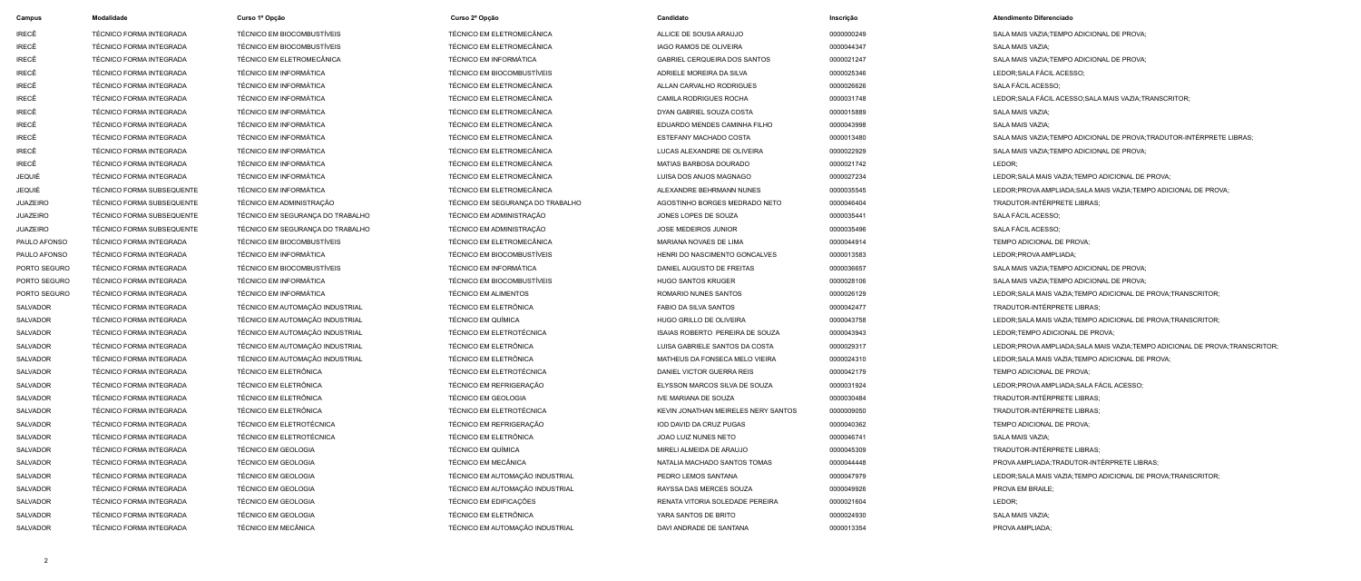| Campus | Modalidade | Curso 1ª Opção | Curso 2ª Opção | Candidato | Inscrição | Atendimento Diferenciado |
|---|---|---|---|---|---|---|
| IRECÊ | TÉCNICO FORMA INTEGRADA | TÉCNICO EM BIOCOMBUSTÍVEIS | TÉCNICO EM ELETROMECÂNICA | ALLICE DE SOUSA ARAUJO | 0000000249 | SALA MAIS VAZIA;TEMPO ADICIONAL DE PROVA; |
| IRECÊ | TÉCNICO FORMA INTEGRADA | TÉCNICO EM BIOCOMBUSTÍVEIS | TÉCNICO EM ELETROMECÂNICA | IAGO RAMOS DE OLIVEIRA | 0000044347 | SALA MAIS VAZIA; |
| IRECÊ | TÉCNICO FORMA INTEGRADA | TÉCNICO EM ELETROMECÂNICA | TÉCNICO EM INFORMÁTICA | GABRIEL CERQUEIRA DOS SANTOS | 0000021247 | SALA MAIS VAZIA;TEMPO ADICIONAL DE PROVA; |
| IRECÊ | TÉCNICO FORMA INTEGRADA | TÉCNICO EM INFORMÁTICA | TÉCNICO EM BIOCOMBUSTÍVEIS | ADRIELE MOREIRA DA SILVA | 0000025346 | LEDOR;SALA FÁCIL ACESSO; |
| IRECÊ | TÉCNICO FORMA INTEGRADA | TÉCNICO EM INFORMÁTICA | TÉCNICO EM ELETROMECÂNICA | ALLAN CARVALHO RODRIGUES | 0000026626 | SALA FÁCIL ACESSO; |
| IRECÊ | TÉCNICO FORMA INTEGRADA | TÉCNICO EM INFORMÁTICA | TÉCNICO EM ELETROMECÂNICA | CAMILA RODRIGUES ROCHA | 0000031748 | LEDOR;SALA FÁCIL ACESSO;SALA MAIS VAZIA;TRANSCRITOR; |
| IRECÊ | TÉCNICO FORMA INTEGRADA | TÉCNICO EM INFORMÁTICA | TÉCNICO EM ELETROMECÂNICA | DYAN GABRIEL SOUZA COSTA | 0000015889 | SALA MAIS VAZIA; |
| IRECÊ | TÉCNICO FORMA INTEGRADA | TÉCNICO EM INFORMÁTICA | TÉCNICO EM ELETROMECÂNICA | EDUARDO MENDES CAMINHA FILHO | 0000043998 | SALA MAIS VAZIA; |
| IRECÊ | TÉCNICO FORMA INTEGRADA | TÉCNICO EM INFORMÁTICA | TÉCNICO EM ELETROMECÂNICA | ESTEFANY MACHADO COSTA | 0000013480 | SALA MAIS VAZIA;TEMPO ADICIONAL DE PROVA;TRADUTOR-INTÉRPRETE LIBRAS; |
| IRECÊ | TÉCNICO FORMA INTEGRADA | TÉCNICO EM INFORMÁTICA | TÉCNICO EM ELETROMECÂNICA | LUCAS ALEXANDRE DE OLIVEIRA | 0000022929 | SALA MAIS VAZIA;TEMPO ADICIONAL DE PROVA; |
| IRECÊ | TÉCNICO FORMA INTEGRADA | TÉCNICO EM INFORMÁTICA | TÉCNICO EM ELETROMECÂNICA | MATIAS BARBOSA DOURADO | 0000021742 | LEDOR; |
| JEQUIÉ | TÉCNICO FORMA INTEGRADA | TÉCNICO EM INFORMÁTICA | TÉCNICO EM ELETROMECÂNICA | LUISA DOS ANJOS MAGNAGO | 0000027234 | LEDOR;SALA MAIS VAZIA;TEMPO ADICIONAL DE PROVA; |
| JEQUIÉ | TÉCNICO FORMA SUBSEQUENTE | TÉCNICO EM INFORMÁTICA | TÉCNICO EM ELETROMECÂNICA | ALEXANDRE BEHRMANN NUNES | 0000035545 | LEDOR;PROVA AMPLIADA;SALA MAIS VAZIA;TEMPO ADICIONAL DE PROVA; |
| JUAZEIRO | TÉCNICO FORMA SUBSEQUENTE | TÉCNICO EM ADMINISTRAÇÃO | TÉCNICO EM SEGURANÇA DO TRABALHO | AGOSTINHO BORGES MEDRADO NETO | 0000046404 | TRADUTOR-INTÉRPRETE LIBRAS; |
| JUAZEIRO | TÉCNICO FORMA SUBSEQUENTE | TÉCNICO EM SEGURANÇA DO TRABALHO | TÉCNICO EM ADMINISTRAÇÃO | JONES LOPES DE SOUZA | 0000035441 | SALA FÁCIL ACESSO; |
| JUAZEIRO | TÉCNICO FORMA SUBSEQUENTE | TÉCNICO EM SEGURANÇA DO TRABALHO | TÉCNICO EM ADMINISTRAÇÃO | JOSE MEDEIROS JUNIOR | 0000035496 | SALA FÁCIL ACESSO; |
| PAULO AFONSO | TÉCNICO FORMA INTEGRADA | TÉCNICO EM BIOCOMBUSTÍVEIS | TÉCNICO EM ELETROMECÂNICA | MARIANA NOVAES DE LIMA | 0000044914 | TEMPO ADICIONAL DE PROVA; |
| PAULO AFONSO | TÉCNICO FORMA INTEGRADA | TÉCNICO EM INFORMÁTICA | TÉCNICO EM BIOCOMBUSTÍVEIS | HENRI DO NASCIMENTO GONCALVES | 0000013583 | LEDOR;PROVA AMPLIADA; |
| PORTO SEGURO | TÉCNICO FORMA INTEGRADA | TÉCNICO EM BIOCOMBUSTÍVEIS | TÉCNICO EM INFORMÁTICA | DANIEL AUGUSTO DE FREITAS | 0000036657 | SALA MAIS VAZIA;TEMPO ADICIONAL DE PROVA; |
| PORTO SEGURO | TÉCNICO FORMA INTEGRADA | TÉCNICO EM INFORMÁTICA | TÉCNICO EM BIOCOMBUSTÍVEIS | HUGO SANTOS KRUGER | 0000028106 | SALA MAIS VAZIA;TEMPO ADICIONAL DE PROVA; |
| PORTO SEGURO | TÉCNICO FORMA INTEGRADA | TÉCNICO EM INFORMÁTICA | TÉCNICO EM ALIMENTOS | ROMARIO NUNES SANTOS | 0000026129 | LEDOR;SALA MAIS VAZIA;TEMPO ADICIONAL DE PROVA;TRANSCRITOR; |
| SALVADOR | TÉCNICO FORMA INTEGRADA | TÉCNICO EM AUTOMAÇÃO INDUSTRIAL | TÉCNICO EM ELETRÔNICA | FABIO DA SILVA SANTOS | 0000042477 | TRADUTOR-INTÉRPRETE LIBRAS; |
| SALVADOR | TÉCNICO FORMA INTEGRADA | TÉCNICO EM AUTOMAÇÃO INDUSTRIAL | TÉCNICO EM QUÍMICA | HUGO GRILLO DE OLIVEIRA | 0000043758 | LEDOR;SALA MAIS VAZIA;TEMPO ADICIONAL DE PROVA;TRANSCRITOR; |
| SALVADOR | TÉCNICO FORMA INTEGRADA | TÉCNICO EM AUTOMAÇÃO INDUSTRIAL | TÉCNICO EM ELETROTÉCNICA | ISAIAS ROBERTO PEREIRA DE SOUZA | 0000043943 | LEDOR;TEMPO ADICIONAL DE PROVA; |
| SALVADOR | TÉCNICO FORMA INTEGRADA | TÉCNICO EM AUTOMAÇÃO INDUSTRIAL | TÉCNICO EM ELETRÔNICA | LUISA GABRIELE SANTOS DA COSTA | 0000029317 | LEDOR;PROVA AMPLIADA;SALA MAIS VAZIA;TEMPO ADICIONAL DE PROVA;TRANSCRITOR; |
| SALVADOR | TÉCNICO FORMA INTEGRADA | TÉCNICO EM AUTOMAÇÃO INDUSTRIAL | TÉCNICO EM ELETRÔNICA | MATHEUS DA FONSECA MELO VIEIRA | 0000024310 | LEDOR;SALA MAIS VAZIA;TEMPO ADICIONAL DE PROVA; |
| SALVADOR | TÉCNICO FORMA INTEGRADA | TÉCNICO EM ELETRÔNICA | TÉCNICO EM ELETROTÉCNICA | DANIEL VICTOR GUERRA REIS | 0000042179 | TEMPO ADICIONAL DE PROVA; |
| SALVADOR | TÉCNICO FORMA INTEGRADA | TÉCNICO EM ELETRÔNICA | TÉCNICO EM REFRIGERAÇÃO | ELYSSON MARCOS SILVA DE SOUZA | 0000031924 | LEDOR;PROVA AMPLIADA;SALA FÁCIL ACESSO; |
| SALVADOR | TÉCNICO FORMA INTEGRADA | TÉCNICO EM ELETRÔNICA | TÉCNICO EM GEOLOGIA | IVE MARIANA DE SOUZA | 0000030484 | TRADUTOR-INTÉRPRETE LIBRAS; |
| SALVADOR | TÉCNICO FORMA INTEGRADA | TÉCNICO EM ELETRÔNICA | TÉCNICO EM ELETROTÉCNICA | KEVIN JONATHAN MEIRELES NERY SANTOS | 0000009050 | TRADUTOR-INTÉRPRETE LIBRAS; |
| SALVADOR | TÉCNICO FORMA INTEGRADA | TÉCNICO EM ELETROTÉCNICA | TÉCNICO EM REFRIGERAÇÃO | IOD DAVID DA CRUZ PUGAS | 0000040362 | TEMPO ADICIONAL DE PROVA; |
| SALVADOR | TÉCNICO FORMA INTEGRADA | TÉCNICO EM ELETROTÉCNICA | TÉCNICO EM ELETRÔNICA | JOAO LUIZ NUNES NETO | 0000046741 | SALA MAIS VAZIA; |
| SALVADOR | TÉCNICO FORMA INTEGRADA | TÉCNICO EM GEOLOGIA | TÉCNICO EM QUÍMICA | MIRELI ALMEIDA DE ARAUJO | 0000045309 | TRADUTOR-INTÉRPRETE LIBRAS; |
| SALVADOR | TÉCNICO FORMA INTEGRADA | TÉCNICO EM GEOLOGIA | TÉCNICO EM MECÂNICA | NATALIA MACHADO SANTOS TOMAS | 0000044448 | PROVA AMPLIADA;TRADUTOR-INTÉRPRETE LIBRAS; |
| SALVADOR | TÉCNICO FORMA INTEGRADA | TÉCNICO EM GEOLOGIA | TÉCNICO EM AUTOMAÇÃO INDUSTRIAL | PEDRO LEMOS SANTANA | 0000047979 | LEDOR;SALA MAIS VAZIA;TEMPO ADICIONAL DE PROVA;TRANSCRITOR; |
| SALVADOR | TÉCNICO FORMA INTEGRADA | TÉCNICO EM GEOLOGIA | TÉCNICO EM AUTOMAÇÃO INDUSTRIAL | RAYSSA DAS MERCES SOUZA | 0000049926 | PROVA EM BRAILE; |
| SALVADOR | TÉCNICO FORMA INTEGRADA | TÉCNICO EM GEOLOGIA | TÉCNICO EM EDIFICAÇÕES | RENATA VITORIA SOLEDADE PEREIRA | 0000021604 | LEDOR; |
| SALVADOR | TÉCNICO FORMA INTEGRADA | TÉCNICO EM GEOLOGIA | TÉCNICO EM ELETRÔNICA | YARA SANTOS DE BRITO | 0000024930 | SALA MAIS VAZIA; |
| SALVADOR | TÉCNICO FORMA INTEGRADA | TÉCNICO EM MECÂNICA | TÉCNICO EM AUTOMAÇÃO INDUSTRIAL | DAVI ANDRADE DE SANTANA | 0000013354 | PROVA AMPLIADA; |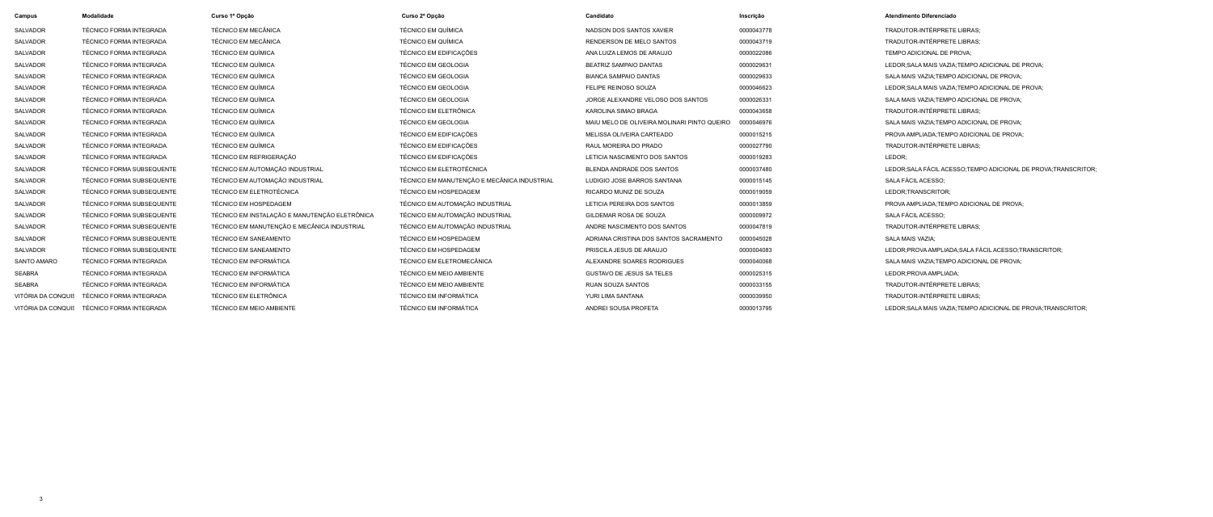| Campus | Modalidade | Curso 1ª Opção | Curso 2ª Opção | Candidato | Inscrição | Atendimento Diferenciado |
|---|---|---|---|---|---|---|
| SALVADOR | TÉCNICO FORMA INTEGRADA | TÉCNICO EM MECÂNICA | TÉCNICO EM QUÍMICA | NADSON DOS SANTOS XAVIER | 0000043778 | TRADUTOR-INTÉRPRETE LIBRAS; |
| SALVADOR | TÉCNICO FORMA INTEGRADA | TÉCNICO EM MECÂNICA | TÉCNICO EM QUÍMICA | RENDERSON DE MELO SANTOS | 0000043719 | TRADUTOR-INTÉRPRETE LIBRAS; |
| SALVADOR | TÉCNICO FORMA INTEGRADA | TÉCNICO EM QUÍMICA | TÉCNICO EM EDIFICAÇÕES | ANA LUIZA LEMOS DE ARAUJO | 0000022086 | TEMPO ADICIONAL DE PROVA; |
| SALVADOR | TÉCNICO FORMA INTEGRADA | TÉCNICO EM QUÍMICA | TÉCNICO EM GEOLOGIA | BEATRIZ SAMPAIO DANTAS | 0000029631 | LEDOR;SALA MAIS VAZIA;TEMPO ADICIONAL DE PROVA; |
| SALVADOR | TÉCNICO FORMA INTEGRADA | TÉCNICO EM QUÍMICA | TÉCNICO EM GEOLOGIA | BIANCA SAMPAIO DANTAS | 0000029633 | SALA MAIS VAZIA;TEMPO ADICIONAL DE PROVA; |
| SALVADOR | TÉCNICO FORMA INTEGRADA | TÉCNICO EM QUÍMICA | TÉCNICO EM GEOLOGIA | FELIPE REINOSO SOUZA | 0000046623 | LEDOR;SALA MAIS VAZIA;TEMPO ADICIONAL DE PROVA; |
| SALVADOR | TÉCNICO FORMA INTEGRADA | TÉCNICO EM QUÍMICA | TÉCNICO EM GEOLOGIA | JORGE ALEXANDRE VELOSO DOS SANTOS | 0000026331 | SALA MAIS VAZIA;TEMPO ADICIONAL DE PROVA; |
| SALVADOR | TÉCNICO FORMA INTEGRADA | TÉCNICO EM QUÍMICA | TÉCNICO EM ELETRÔNICA | KAROLINA SIMAO BRAGA | 0000043658 | TRADUTOR-INTÉRPRETE LIBRAS; |
| SALVADOR | TÉCNICO FORMA INTEGRADA | TÉCNICO EM QUÍMICA | TÉCNICO EM GEOLOGIA | MAIU MELO DE OLIVEIRA MOLINARI PINTO QUEIRO | 0000046976 | SALA MAIS VAZIA;TEMPO ADICIONAL DE PROVA; |
| SALVADOR | TÉCNICO FORMA INTEGRADA | TÉCNICO EM QUÍMICA | TÉCNICO EM EDIFICAÇÕES | MELISSA OLIVEIRA CARTEADO | 0000015215 | PROVA AMPLIADA;TEMPO ADICIONAL DE PROVA; |
| SALVADOR | TÉCNICO FORMA INTEGRADA | TÉCNICO EM QUÍMICA | TÉCNICO EM EDIFICAÇÕES | RAUL MOREIRA DO PRADO | 0000027790 | TRADUTOR-INTÉRPRETE LIBRAS; |
| SALVADOR | TÉCNICO FORMA INTEGRADA | TÉCNICO EM REFRIGERAÇÃO | TÉCNICO EM EDIFICAÇÕES | LETICIA NASCIMENTO DOS SANTOS | 0000019283 | LEDOR; |
| SALVADOR | TÉCNICO FORMA SUBSEQUENTE | TÉCNICO EM AUTOMAÇÃO INDUSTRIAL | TÉCNICO EM ELETROTÉCNICA | BLENDA ANDRADE DOS SANTOS | 0000037480 | LEDOR;SALA FÁCIL ACESSO;TEMPO ADICIONAL DE PROVA;TRANSCRITOR; |
| SALVADOR | TÉCNICO FORMA SUBSEQUENTE | TÉCNICO EM AUTOMAÇÃO INDUSTRIAL | TÉCNICO EM MANUTENÇÃO E MECÂNICA INDUSTRIAL | LUDIGIO JOSE BARROS SANTANA | 0000015145 | SALA FÁCIL ACESSO; |
| SALVADOR | TÉCNICO FORMA SUBSEQUENTE | TÉCNICO EM ELETROTÉCNICA | TÉCNICO EM HOSPEDAGEM | RICARDO MUNIZ DE SOUZA | 0000019059 | LEDOR;TRANSCRITOR; |
| SALVADOR | TÉCNICO FORMA SUBSEQUENTE | TÉCNICO EM HOSPEDAGEM | TÉCNICO EM AUTOMAÇÃO INDUSTRIAL | LETICIA PEREIRA DOS SANTOS | 0000013859 | PROVA AMPLIADA;TEMPO ADICIONAL DE PROVA; |
| SALVADOR | TÉCNICO FORMA SUBSEQUENTE | TÉCNICO EM INSTALAÇÃO E MANUTENÇÃO ELETRÔNICA | TÉCNICO EM AUTOMAÇÃO INDUSTRIAL | GILDEMAR ROSA DE SOUZA | 0000009972 | SALA FÁCIL ACESSO; |
| SALVADOR | TÉCNICO FORMA SUBSEQUENTE | TÉCNICO EM MANUTENÇÃO E MECÂNICA INDUSTRIAL | TÉCNICO EM AUTOMAÇÃO INDUSTRIAL | ANDRE NASCIMENTO DOS SANTOS | 0000047819 | TRADUTOR-INTÉRPRETE LIBRAS; |
| SALVADOR | TÉCNICO FORMA SUBSEQUENTE | TÉCNICO EM SANEAMENTO | TÉCNICO EM HOSPEDAGEM | ADRIANA CRISTINA DOS SANTOS SACRAMENTO | 0000045028 | SALA MAIS VAZIA; |
| SALVADOR | TÉCNICO FORMA SUBSEQUENTE | TÉCNICO EM SANEAMENTO | TÉCNICO EM HOSPEDAGEM | PRISCILA JESUS DE ARAUJO | 0000004083 | LEDOR;PROVA AMPLIADA;SALA FÁCIL ACESSO;TRANSCRITOR; |
| SANTO AMARO | TÉCNICO FORMA INTEGRADA | TÉCNICO EM INFORMÁTICA | TÉCNICO EM ELETROMECÂNICA | ALEXANDRE SOARES RODRIGUES | 0000040068 | SALA MAIS VAZIA;TEMPO ADICIONAL DE PROVA; |
| SEABRA | TÉCNICO FORMA INTEGRADA | TÉCNICO EM INFORMÁTICA | TÉCNICO EM MEIO AMBIENTE | GUSTAVO DE JESUS SA TELES | 0000025315 | LEDOR;PROVA AMPLIADA; |
| SEABRA | TÉCNICO FORMA INTEGRADA | TÉCNICO EM INFORMÁTICA | TÉCNICO EM MEIO AMBIENTE | RUAN SOUZA SANTOS | 0000033155 | TRADUTOR-INTÉRPRETE LIBRAS; |
| VITÓRIA DA CONQUIS | TÉCNICO FORMA INTEGRADA | TÉCNICO EM ELETRÔNICA | TÉCNICO EM INFORMÁTICA | YURI LIMA SANTANA | 0000039950 | TRADUTOR-INTÉRPRETE LIBRAS; |
| VITÓRIA DA CONQUIS | TÉCNICO FORMA INTEGRADA | TÉCNICO EM MEIO AMBIENTE | TÉCNICO EM INFORMÁTICA | ANDREI SOUSA PROFETA | 0000013795 | LEDOR;SALA MAIS VAZIA;TEMPO ADICIONAL DE PROVA;TRANSCRITOR; |